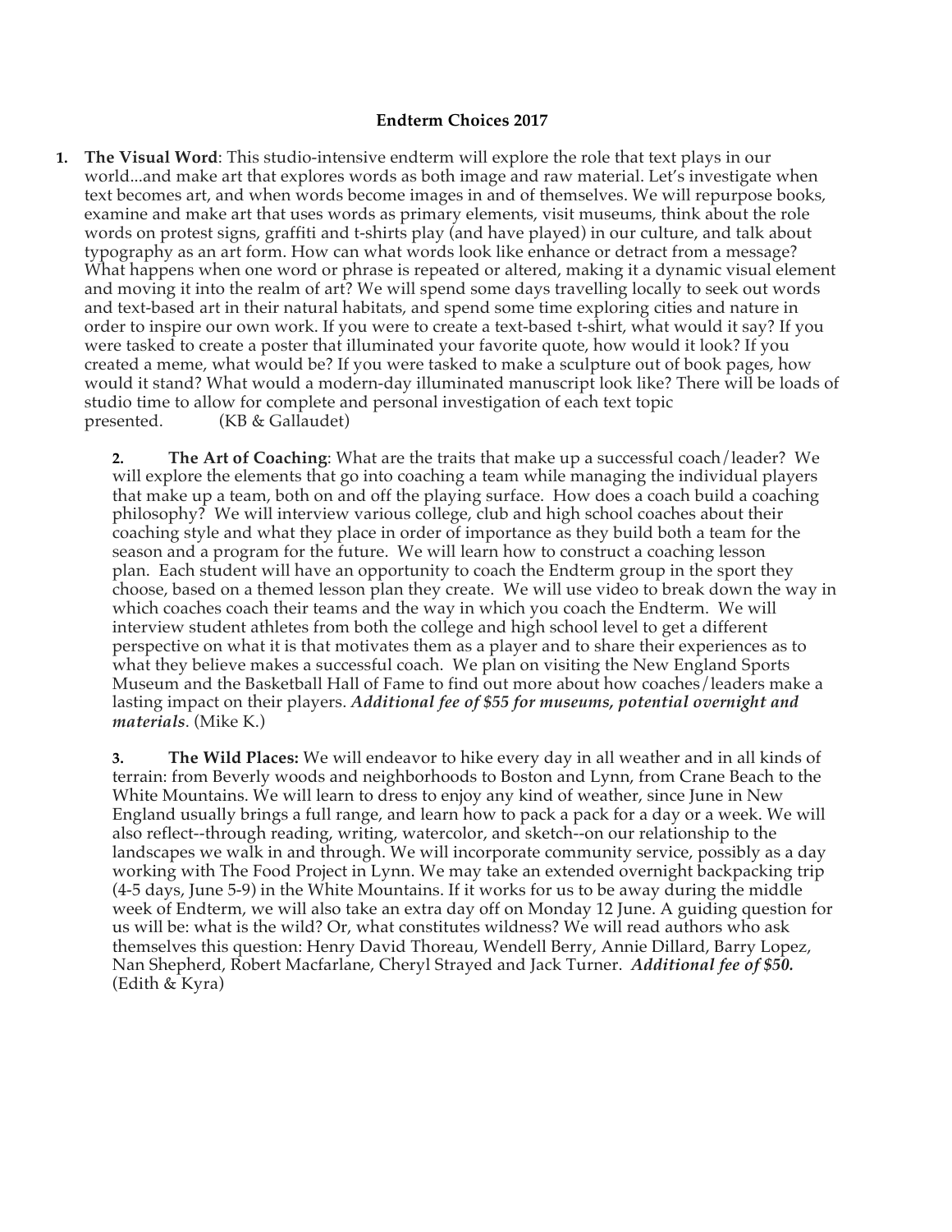**Endterm Choices 2017**

1. **The Visual Word**: This studio-intensive endterm will explore the role that text plays in our world...and make art that explores words as both image and raw material. Let's investigate when text becomes art, and when words become images in and of themselves. We will repurpose books, examine and make art that uses words as primary elements, visit museums, think about the role words on protest signs, graffiti and t-shirts play (and have played) in our culture, and talk about typography as an art form. How can what words look like enhance or detract from a message? What happens when one word or phrase is repeated or altered, making it a dynamic visual element and moving it into the realm of art? We will spend some days travelling locally to seek out words and text-based art in their natural habitats, and spend some time exploring cities and nature in order to inspire our own work. If you were to create a text-based t-shirt, what would it say? If you were tasked to create a poster that illuminated your favorite quote, how would it look? If you created a meme, what would be? If you were tasked to make a sculpture out of book pages, how would it stand? What would a modern-day illuminated manuscript look like? There will be loads of studio time to allow for complete and personal investigation of each text topic presented. (KB & Gallaudet)

2. **The Art of Coaching**: What are the traits that make up a successful coach/leader? We will explore the elements that go into coaching a team while managing the individual players that make up a team, both on and off the playing surface. How does a coach build a coaching philosophy? We will interview various college, club and high school coaches about their coaching style and what they place in order of importance as they build both a team for the season and a program for the future. We will learn how to construct a coaching lesson plan. Each student will have an opportunity to coach the Endterm group in the sport they choose, based on a themed lesson plan they create. We will use video to break down the way in which coaches coach their teams and the way in which you coach the Endterm. We will interview student athletes from both the college and high school level to get a different perspective on what it is that motivates them as a player and to share their experiences as to what they believe makes a successful coach. We plan on visiting the New England Sports Museum and the Basketball Hall of Fame to find out more about how coaches/leaders make a lasting impact on their players. ***Additional fee of $55 for museums, potential overnight and materials***. (Mike K.)

3. **The Wild Places:** We will endeavor to hike every day in all weather and in all kinds of terrain: from Beverly woods and neighborhoods to Boston and Lynn, from Crane Beach to the White Mountains. We will learn to dress to enjoy any kind of weather, since June in New England usually brings a full range, and learn how to pack a pack for a day or a week. We will also reflect--through reading, writing, watercolor, and sketch--on our relationship to the landscapes we walk in and through. We will incorporate community service, possibly as a day working with The Food Project in Lynn. We may take an extended overnight backpacking trip (4-5 days, June 5-9) in the White Mountains. If it works for us to be away during the middle week of Endterm, we will also take an extra day off on Monday 12 June. A guiding question for us will be: what is the wild? Or, what constitutes wildness? We will read authors who ask themselves this question: Henry David Thoreau, Wendell Berry, Annie Dillard, Barry Lopez, Nan Shepherd, Robert Macfarlane, Cheryl Strayed and Jack Turner. ***Additional fee of $50.*** (Edith & Kyra)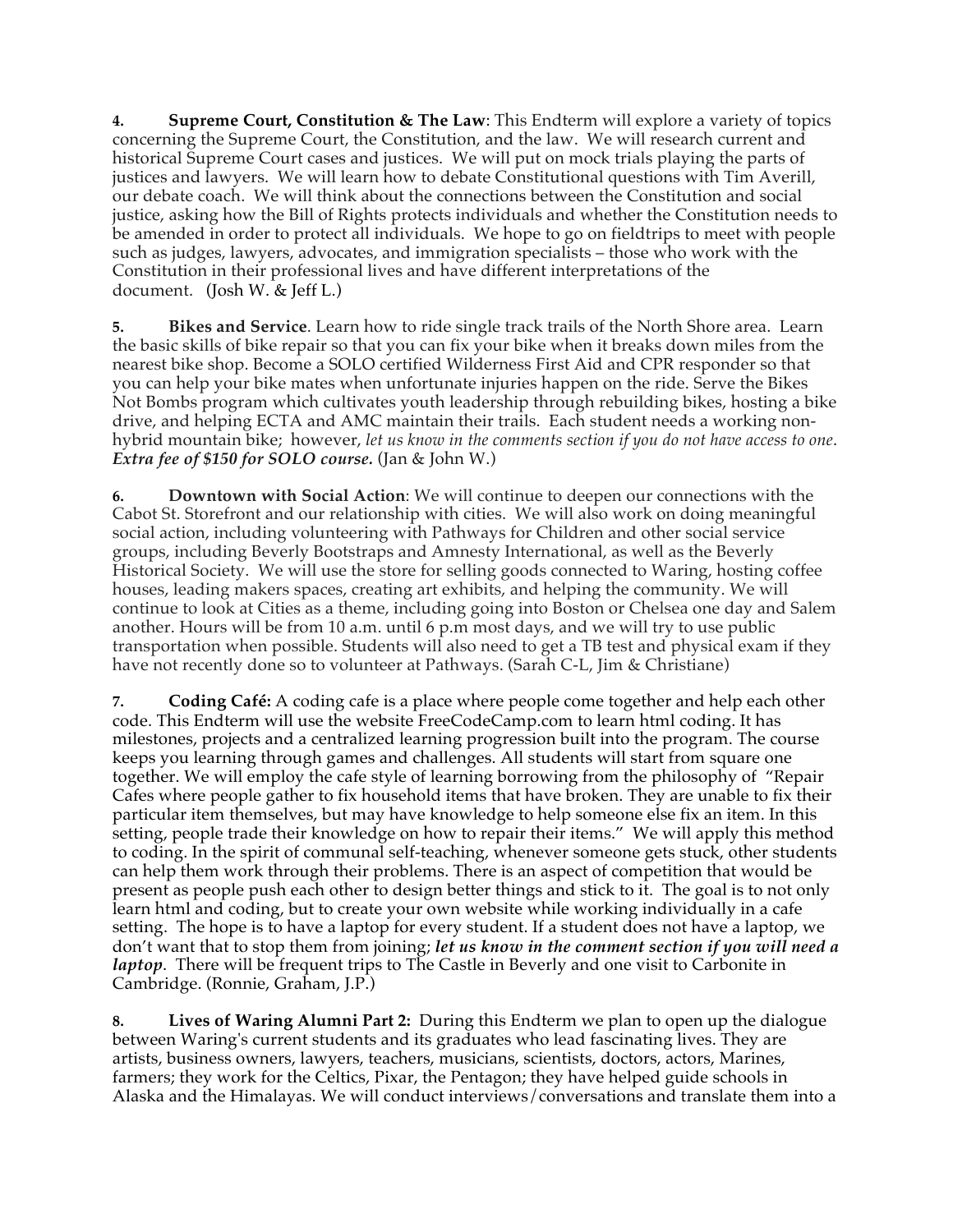**4. Supreme Court, Constitution & The Law**: This Endterm will explore a variety of topics concerning the Supreme Court, the Constitution, and the law. We will research current and historical Supreme Court cases and justices. We will put on mock trials playing the parts of justices and lawyers. We will learn how to debate Constitutional questions with Tim Averill, our debate coach. We will think about the connections between the Constitution and social justice, asking how the Bill of Rights protects individuals and whether the Constitution needs to be amended in order to protect all individuals. We hope to go on fieldtrips to meet with people such as judges, lawyers, advocates, and immigration specialists – those who work with the Constitution in their professional lives and have different interpretations of the document. (Josh W. & Jeff L.)

**5. Bikes and Service**. Learn how to ride single track trails of the North Shore area. Learn the basic skills of bike repair so that you can fix your bike when it breaks down miles from the nearest bike shop. Become a SOLO certified Wilderness First Aid and CPR responder so that you can help your bike mates when unfortunate injuries happen on the ride. Serve the Bikes Not Bombs program which cultivates youth leadership through rebuilding bikes, hosting a bike drive, and helping ECTA and AMC maintain their trails. Each student needs a working non-hybrid mountain bike; however, *let us know in the comments section if you do not have access to one*. ***Extra fee of $150 for SOLO course.*** (Jan & John W.)

**6. Downtown with Social Action**: We will continue to deepen our connections with the Cabot St. Storefront and our relationship with cities. We will also work on doing meaningful social action, including volunteering with Pathways for Children and other social service groups, including Beverly Bootstraps and Amnesty International, as well as the Beverly Historical Society. We will use the store for selling goods connected to Waring, hosting coffee houses, leading makers spaces, creating art exhibits, and helping the community. We will continue to look at Cities as a theme, including going into Boston or Chelsea one day and Salem another. Hours will be from 10 a.m. until 6 p.m most days, and we will try to use public transportation when possible. Students will also need to get a TB test and physical exam if they have not recently done so to volunteer at Pathways. (Sarah C-L, Jim & Christiane)

**7. Coding Café:** A coding cafe is a place where people come together and help each other code. This Endterm will use the website FreeCodeCamp.com to learn html coding. It has milestones, projects and a centralized learning progression built into the program. The course keeps you learning through games and challenges. All students will start from square one together. We will employ the cafe style of learning borrowing from the philosophy of "Repair Cafes where people gather to fix household items that have broken. They are unable to fix their particular item themselves, but may have knowledge to help someone else fix an item. In this setting, people trade their knowledge on how to repair their items." We will apply this method to coding. In the spirit of communal self-teaching, whenever someone gets stuck, other students can help them work through their problems. There is an aspect of competition that would be present as people push each other to design better things and stick to it. The goal is to not only learn html and coding, but to create your own website while working individually in a cafe setting. The hope is to have a laptop for every student. If a student does not have a laptop, we don't want that to stop them from joining; ***let us know in the comment section if you will need a laptop***. There will be frequent trips to The Castle in Beverly and one visit to Carbonite in Cambridge. (Ronnie, Graham, J.P.)

**8. Lives of Waring Alumni Part 2:** During this Endterm we plan to open up the dialogue between Waring's current students and its graduates who lead fascinating lives. They are artists, business owners, lawyers, teachers, musicians, scientists, doctors, actors, Marines, farmers; they work for the Celtics, Pixar, the Pentagon; they have helped guide schools in Alaska and the Himalayas. We will conduct interviews/conversations and translate them into a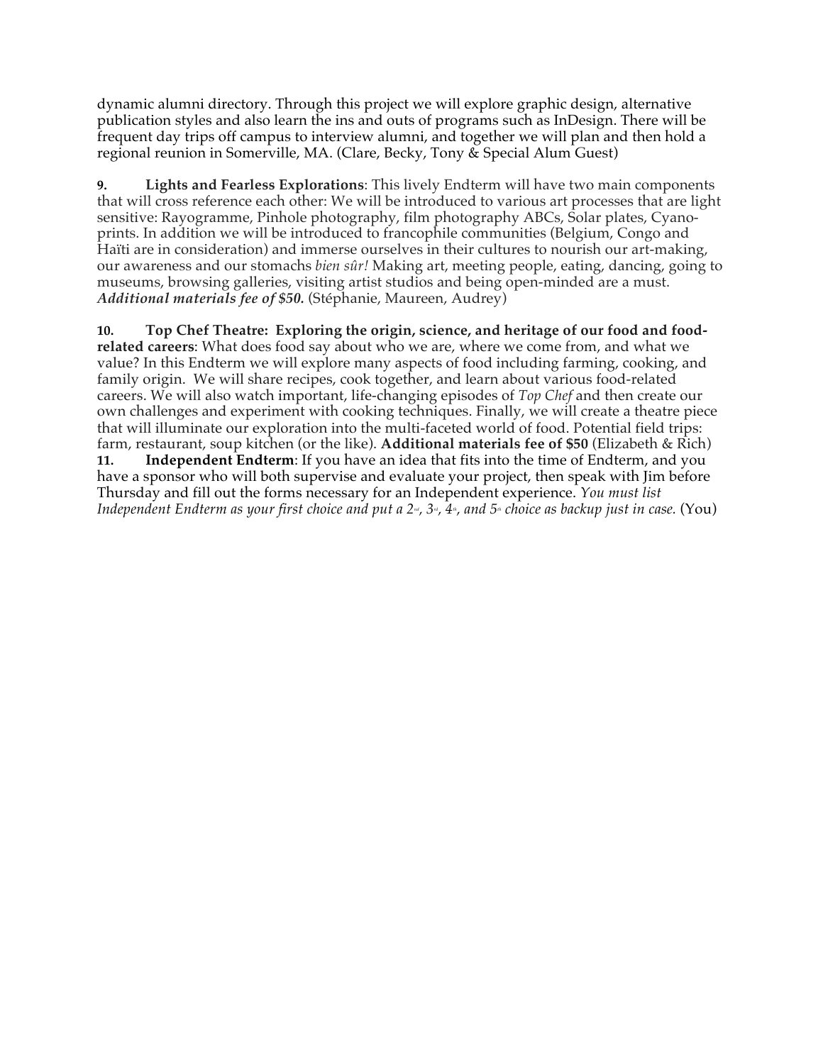dynamic alumni directory. Through this project we will explore graphic design, alternative publication styles and also learn the ins and outs of programs such as InDesign. There will be frequent day trips off campus to interview alumni, and together we will plan and then hold a regional reunion in Somerville, MA. (Clare, Becky, Tony & Special Alum Guest)

**9.** **Lights and Fearless Explorations**: This lively Endterm will have two main components that will cross reference each other: We will be introduced to various art processes that are light sensitive: Rayogramme, Pinhole photography, film photography ABCs, Solar plates, Cyano-prints. In addition we will be introduced to francophile communities (Belgium, Congo and Haïti are in consideration) and immerse ourselves in their cultures to nourish our art-making, our awareness and our stomachs *bien sûr!* Making art, meeting people, eating, dancing, going to museums, browsing galleries, visiting artist studios and being open-minded are a must. ***Additional materials fee of $50.*** (Stéphanie, Maureen, Audrey)

**10.** **Top Chef Theatre: Exploring the origin, science, and heritage of our food and food-related careers**: What does food say about who we are, where we come from, and what we value? In this Endterm we will explore many aspects of food including farming, cooking, and family origin. We will share recipes, cook together, and learn about various food-related careers. We will also watch important, life-changing episodes of *Top Chef* and then create our own challenges and experiment with cooking techniques. Finally, we will create a theatre piece that will illuminate our exploration into the multi-faceted world of food. Potential field trips: farm, restaurant, soup kitchen (or the like). **Additional materials fee of $50** (Elizabeth & Rich)

**11.** **Independent Endterm**: If you have an idea that fits into the time of Endterm, and you have a sponsor who will both supervise and evaluate your project, then speak with Jim before Thursday and fill out the forms necessary for an Independent experience. *You must list Independent Endterm as your first choice and put a 2nd, 3rd, 4th, and 5th choice as backup just in case.* (You)